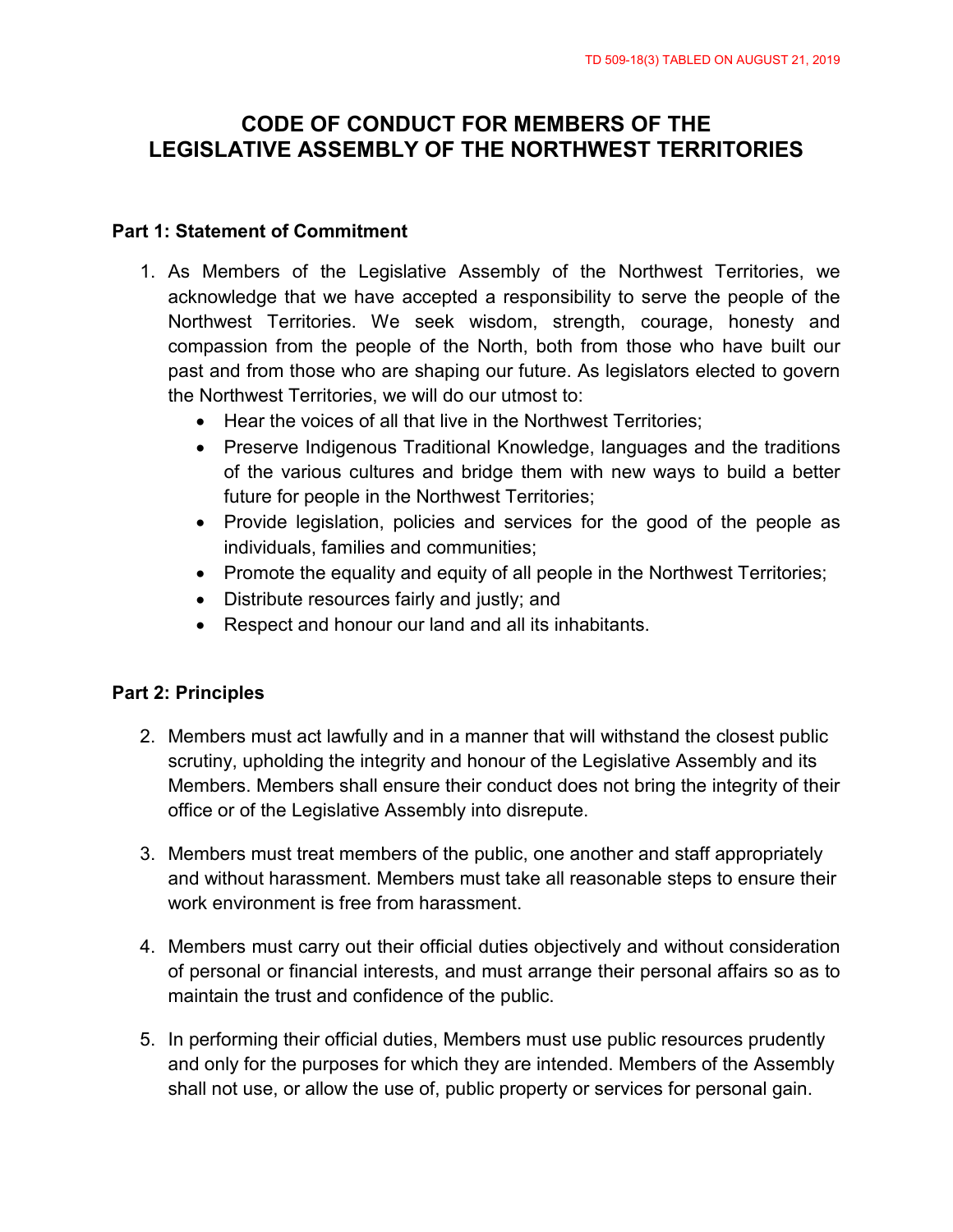TD 509-18(3) TABLED ON AUGUST 21, 2019

# CODE OF CONDUCT FOR MEMBERS OF THE LEGISLATIVE ASSEMBLY OF THE NORTHWEST TERRITORIES

## Part 1: Statement of Commitment

1. As Members of the Legislative Assembly of the Northwest Territories, we acknowledge that we have accepted a responsibility to serve the people of the Northwest Territories. We seek wisdom, strength, courage, honesty and compassion from the people of the North, both from those who have built our past and from those who are shaping our future. As legislators elected to govern the Northwest Territories, we will do our utmost to:
   - Hear the voices of all that live in the Northwest Territories;
   - Preserve Indigenous Traditional Knowledge, languages and the traditions of the various cultures and bridge them with new ways to build a better future for people in the Northwest Territories;
   - Provide legislation, policies and services for the good of the people as individuals, families and communities;
   - Promote the equality and equity of all people in the Northwest Territories;
   - Distribute resources fairly and justly; and
   - Respect and honour our land and all its inhabitants.

## Part 2: Principles

2. Members must act lawfully and in a manner that will withstand the closest public scrutiny, upholding the integrity and honour of the Legislative Assembly and its Members. Members shall ensure their conduct does not bring the integrity of their office or of the Legislative Assembly into disrepute.

3. Members must treat members of the public, one another and staff appropriately and without harassment. Members must take all reasonable steps to ensure their work environment is free from harassment.

4. Members must carry out their official duties objectively and without consideration of personal or financial interests, and must arrange their personal affairs so as to maintain the trust and confidence of the public.

5. In performing their official duties, Members must use public resources prudently and only for the purposes for which they are intended. Members of the Assembly shall not use, or allow the use of, public property or services for personal gain.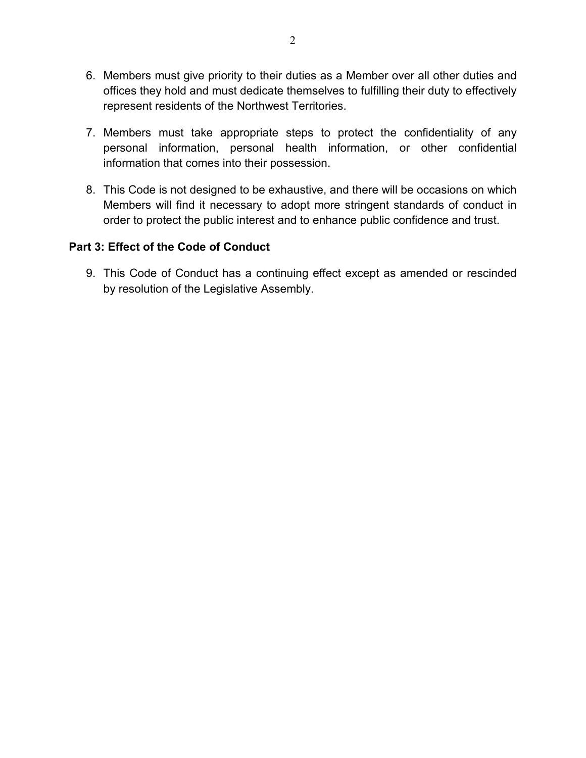6. Members must give priority to their duties as a Member over all other duties and offices they hold and must dedicate themselves to fulfilling their duty to effectively represent residents of the Northwest Territories.

7. Members must take appropriate steps to protect the confidentiality of any personal information, personal health information, or other confidential information that comes into their possession.

8. This Code is not designed to be exhaustive, and there will be occasions on which Members will find it necessary to adopt more stringent standards of conduct in order to protect the public interest and to enhance public confidence and trust.

## Part 3: Effect of the Code of Conduct

9. This Code of Conduct has a continuing effect except as amended or rescinded by resolution of the Legislative Assembly.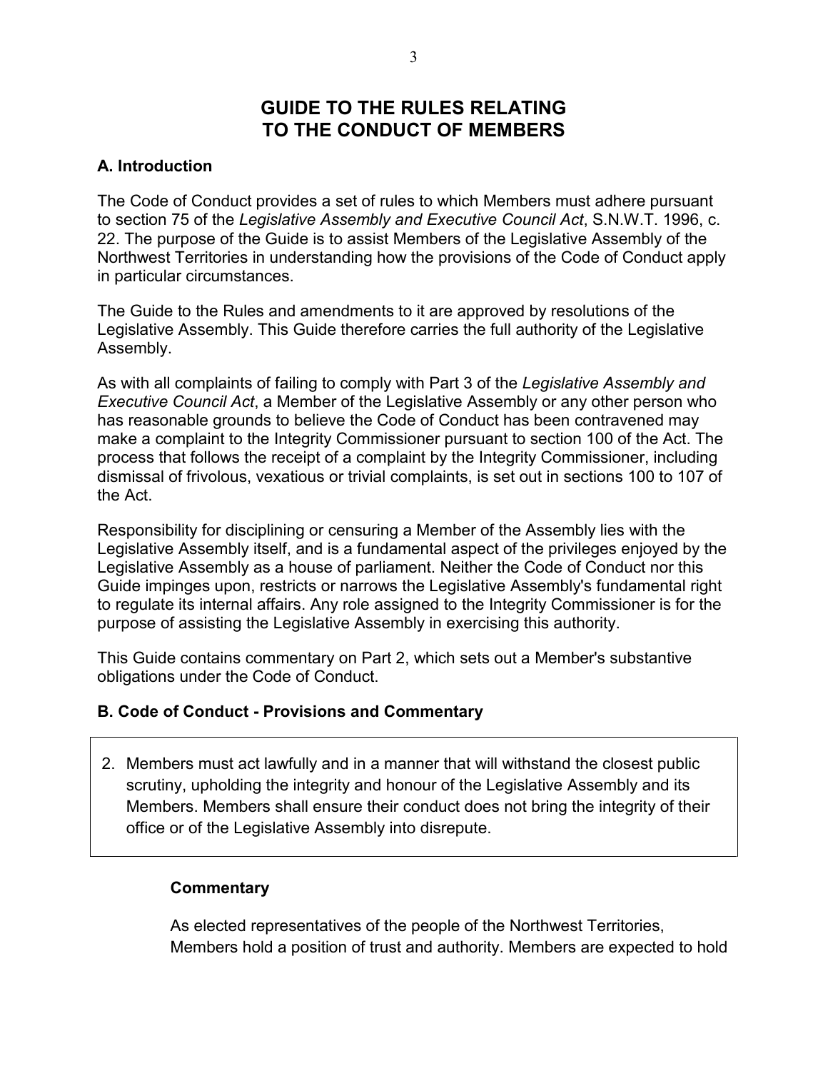# GUIDE TO THE RULES RELATING TO THE CONDUCT OF MEMBERS

## A. Introduction

The Code of Conduct provides a set of rules to which Members must adhere pursuant to section 75 of the *Legislative Assembly and Executive Council Act*, S.N.W.T. 1996, c. 22. The purpose of the Guide is to assist Members of the Legislative Assembly of the Northwest Territories in understanding how the provisions of the Code of Conduct apply in particular circumstances.

The Guide to the Rules and amendments to it are approved by resolutions of the Legislative Assembly. This Guide therefore carries the full authority of the Legislative Assembly.

As with all complaints of failing to comply with Part 3 of the *Legislative Assembly and Executive Council Act*, a Member of the Legislative Assembly or any other person who has reasonable grounds to believe the Code of Conduct has been contravened may make a complaint to the Integrity Commissioner pursuant to section 100 of the Act. The process that follows the receipt of a complaint by the Integrity Commissioner, including dismissal of frivolous, vexatious or trivial complaints, is set out in sections 100 to 107 of the Act.

Responsibility for disciplining or censuring a Member of the Assembly lies with the Legislative Assembly itself, and is a fundamental aspect of the privileges enjoyed by the Legislative Assembly as a house of parliament. Neither the Code of Conduct nor this Guide impinges upon, restricts or narrows the Legislative Assembly's fundamental right to regulate its internal affairs. Any role assigned to the Integrity Commissioner is for the purpose of assisting the Legislative Assembly in exercising this authority.

This Guide contains commentary on Part 2, which sets out a Member's substantive obligations under the Code of Conduct.

## B. Code of Conduct - Provisions and Commentary

2. Members must act lawfully and in a manner that will withstand the closest public scrutiny, upholding the integrity and honour of the Legislative Assembly and its Members. Members shall ensure their conduct does not bring the integrity of their office or of the Legislative Assembly into disrepute.

### Commentary

As elected representatives of the people of the Northwest Territories, Members hold a position of trust and authority. Members are expected to hold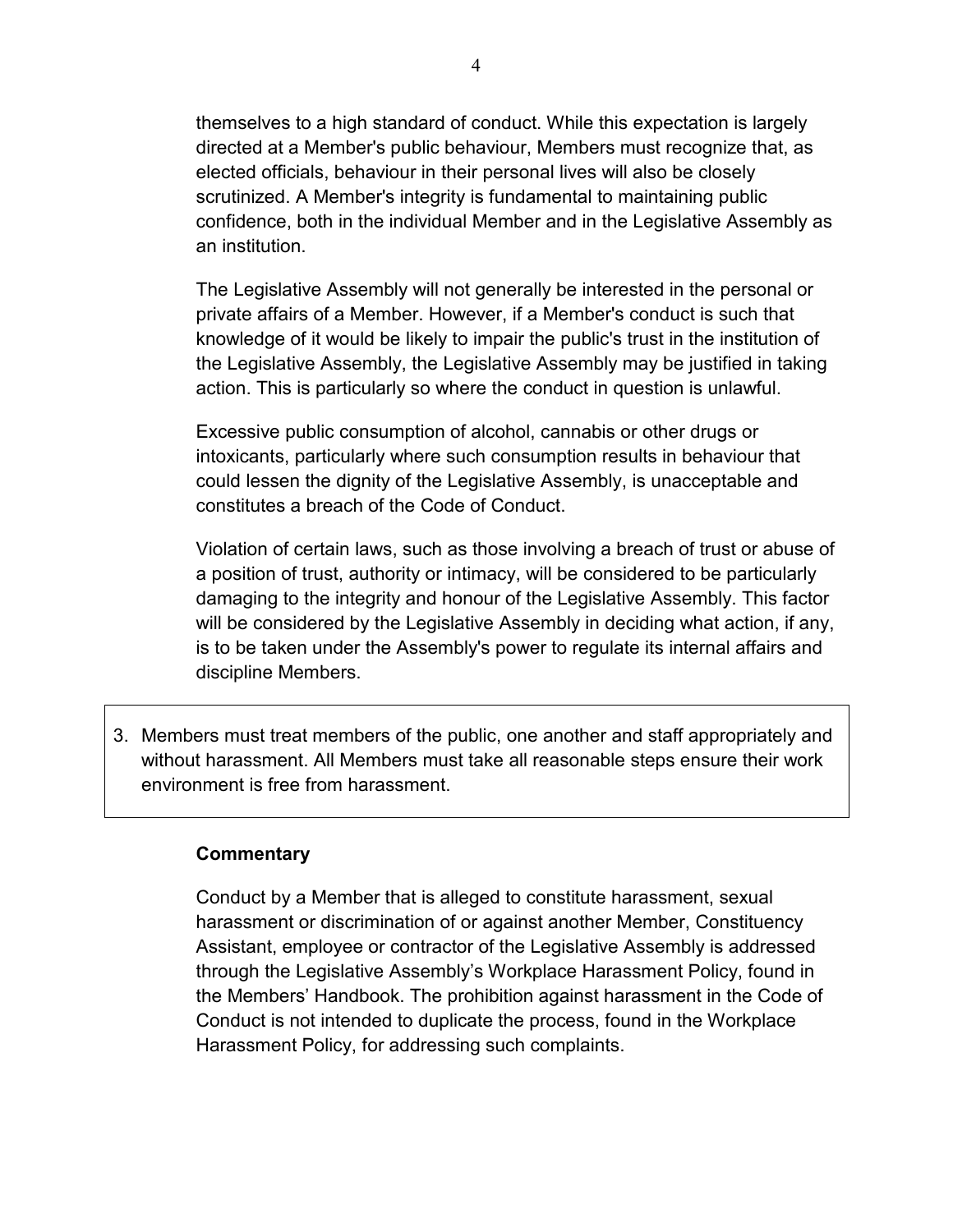themselves to a high standard of conduct. While this expectation is largely directed at a Member's public behaviour, Members must recognize that, as elected officials, behaviour in their personal lives will also be closely scrutinized. A Member's integrity is fundamental to maintaining public confidence, both in the individual Member and in the Legislative Assembly as an institution.

The Legislative Assembly will not generally be interested in the personal or private affairs of a Member. However, if a Member's conduct is such that knowledge of it would be likely to impair the public's trust in the institution of the Legislative Assembly, the Legislative Assembly may be justified in taking action. This is particularly so where the conduct in question is unlawful.

Excessive public consumption of alcohol, cannabis or other drugs or intoxicants, particularly where such consumption results in behaviour that could lessen the dignity of the Legislative Assembly, is unacceptable and constitutes a breach of the Code of Conduct.

Violation of certain laws, such as those involving a breach of trust or abuse of a position of trust, authority or intimacy, will be considered to be particularly damaging to the integrity and honour of the Legislative Assembly. This factor will be considered by the Legislative Assembly in deciding what action, if any, is to be taken under the Assembly's power to regulate its internal affairs and discipline Members.

3. Members must treat members of the public, one another and staff appropriately and without harassment. All Members must take all reasonable steps ensure their work environment is free from harassment.

**Commentary**

Conduct by a Member that is alleged to constitute harassment, sexual harassment or discrimination of or against another Member, Constituency Assistant, employee or contractor of the Legislative Assembly is addressed through the Legislative Assembly's Workplace Harassment Policy, found in the Members' Handbook. The prohibition against harassment in the Code of Conduct is not intended to duplicate the process, found in the Workplace Harassment Policy, for addressing such complaints.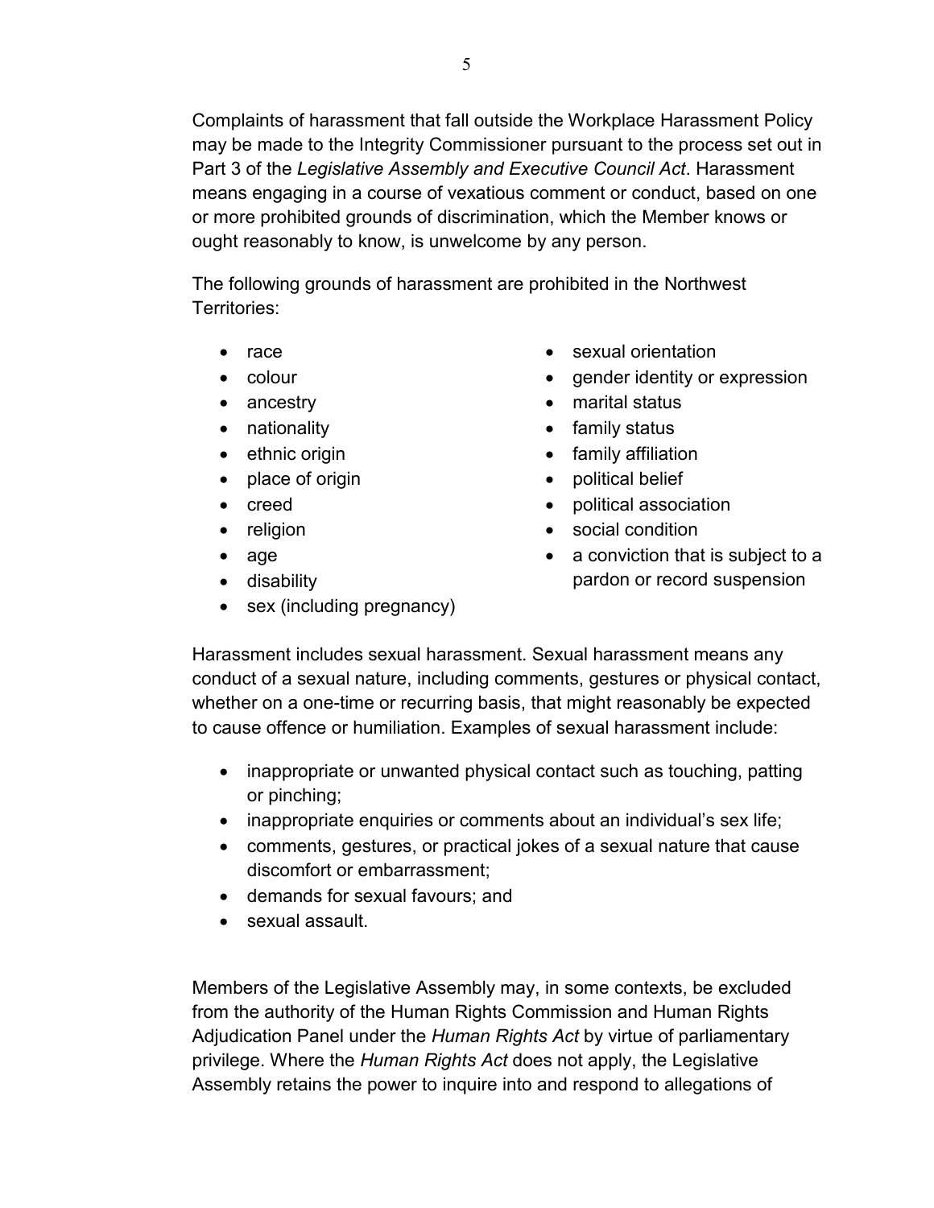Complaints of harassment that fall outside the Workplace Harassment Policy may be made to the Integrity Commissioner pursuant to the process set out in Part 3 of the *Legislative Assembly and Executive Council Act*. Harassment means engaging in a course of vexatious comment or conduct, based on one or more prohibited grounds of discrimination, which the Member knows or ought reasonably to know, is unwelcome by any person.

The following grounds of harassment are prohibited in the Northwest Territories:

- race
- colour
- ancestry
- nationality
- ethnic origin
- place of origin
- creed
- religion
- age
- disability
- sex (including pregnancy)
- sexual orientation
- gender identity or expression
- marital status
- family status
- family affiliation
- political belief
- political association
- social condition
- a conviction that is subject to a pardon or record suspension

Harassment includes sexual harassment. Sexual harassment means any conduct of a sexual nature, including comments, gestures or physical contact, whether on a one-time or recurring basis, that might reasonably be expected to cause offence or humiliation. Examples of sexual harassment include:

- inappropriate or unwanted physical contact such as touching, patting or pinching;
- inappropriate enquiries or comments about an individual's sex life;
- comments, gestures, or practical jokes of a sexual nature that cause discomfort or embarrassment;
- demands for sexual favours; and
- sexual assault.

Members of the Legislative Assembly may, in some contexts, be excluded from the authority of the Human Rights Commission and Human Rights Adjudication Panel under the *Human Rights Act* by virtue of parliamentary privilege. Where the *Human Rights Act* does not apply, the Legislative Assembly retains the power to inquire into and respond to allegations of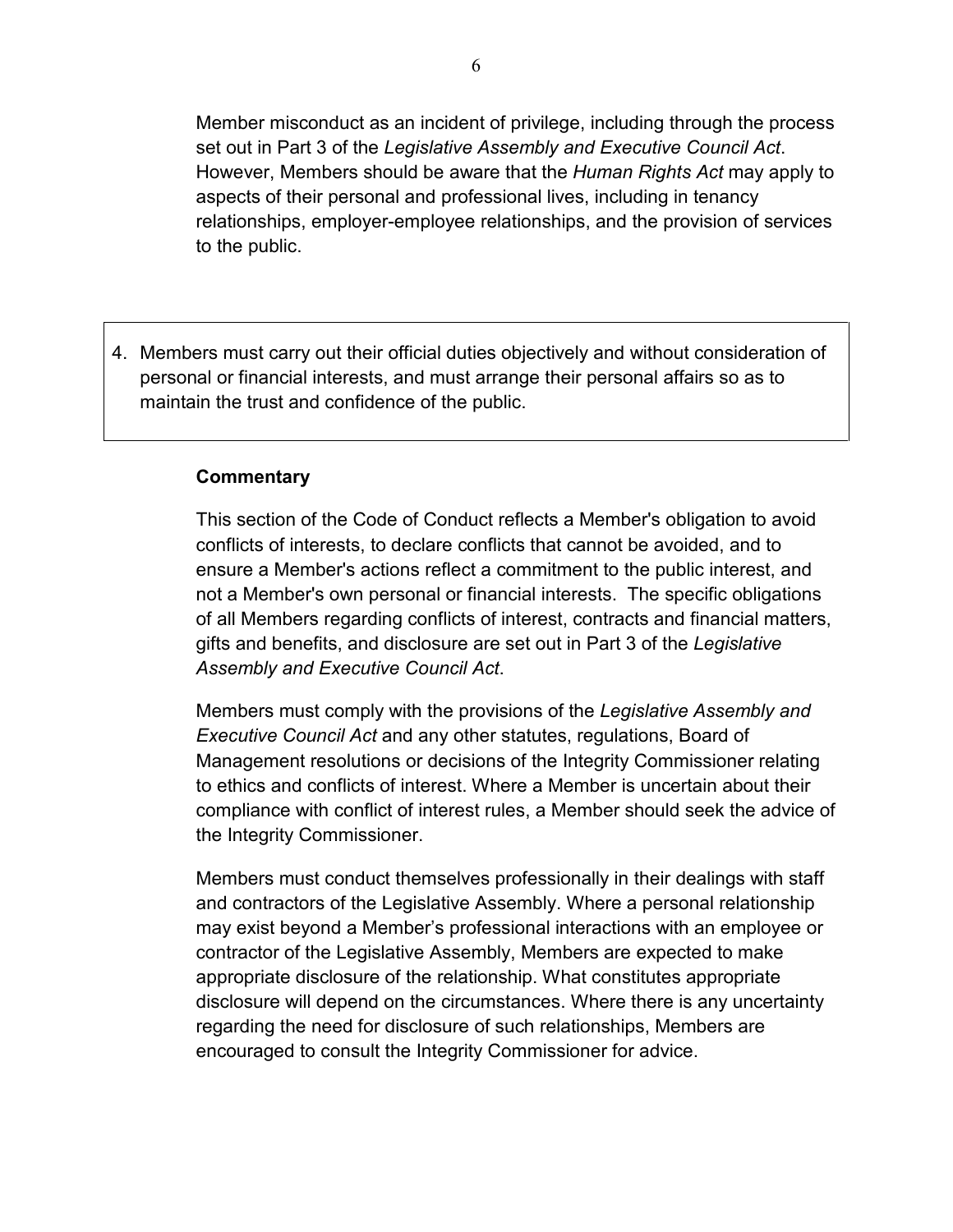Member misconduct as an incident of privilege, including through the process set out in Part 3 of the *Legislative Assembly and Executive Council Act*. However, Members should be aware that the *Human Rights Act* may apply to aspects of their personal and professional lives, including in tenancy relationships, employer-employee relationships, and the provision of services to the public.

4. Members must carry out their official duties objectively and without consideration of personal or financial interests, and must arrange their personal affairs so as to maintain the trust and confidence of the public.

**Commentary**

This section of the Code of Conduct reflects a Member's obligation to avoid conflicts of interests, to declare conflicts that cannot be avoided, and to ensure a Member's actions reflect a commitment to the public interest, and not a Member's own personal or financial interests. The specific obligations of all Members regarding conflicts of interest, contracts and financial matters, gifts and benefits, and disclosure are set out in Part 3 of the *Legislative Assembly and Executive Council Act*.

Members must comply with the provisions of the *Legislative Assembly and Executive Council Act* and any other statutes, regulations, Board of Management resolutions or decisions of the Integrity Commissioner relating to ethics and conflicts of interest. Where a Member is uncertain about their compliance with conflict of interest rules, a Member should seek the advice of the Integrity Commissioner.

Members must conduct themselves professionally in their dealings with staff and contractors of the Legislative Assembly. Where a personal relationship may exist beyond a Member's professional interactions with an employee or contractor of the Legislative Assembly, Members are expected to make appropriate disclosure of the relationship. What constitutes appropriate disclosure will depend on the circumstances. Where there is any uncertainty regarding the need for disclosure of such relationships, Members are encouraged to consult the Integrity Commissioner for advice.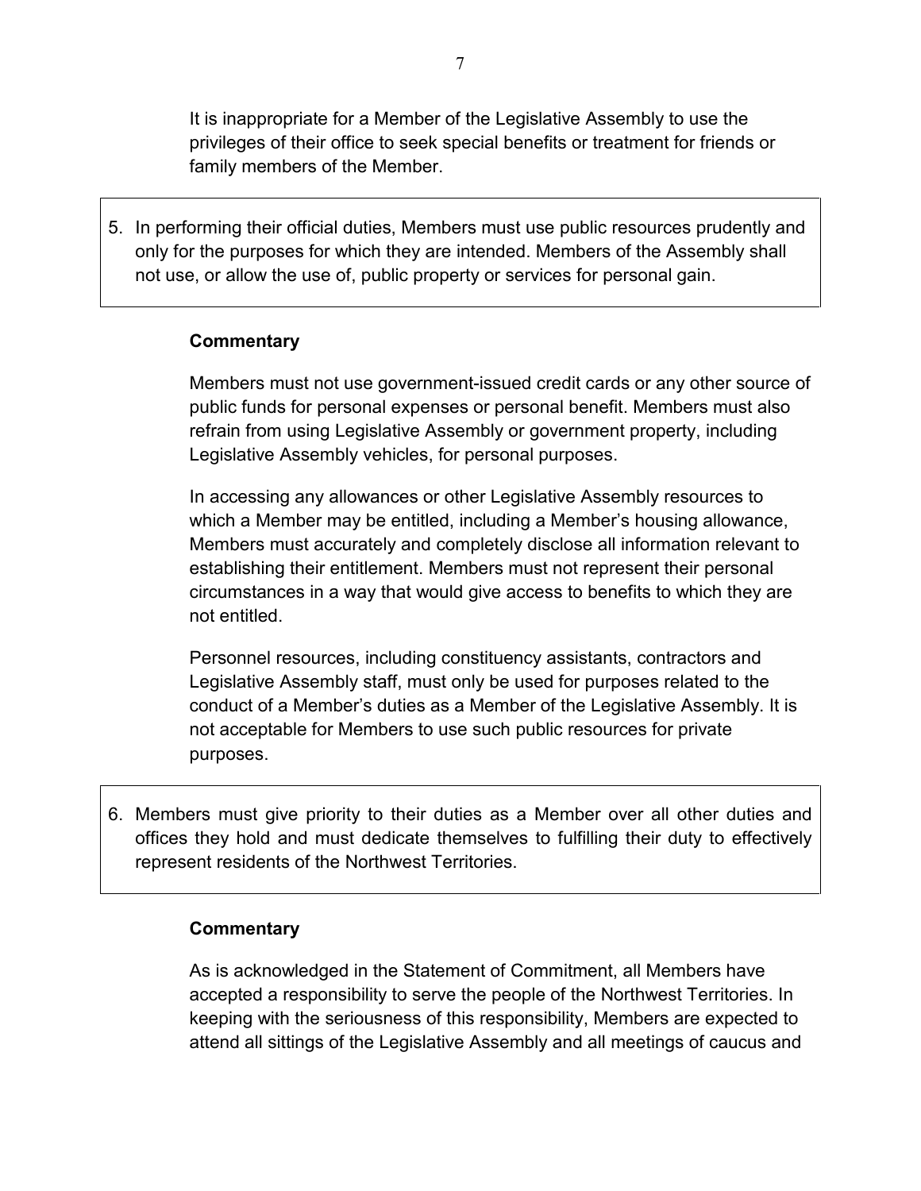It is inappropriate for a Member of the Legislative Assembly to use the privileges of their office to seek special benefits or treatment for friends or family members of the Member.

5. In performing their official duties, Members must use public resources prudently and only for the purposes for which they are intended. Members of the Assembly shall not use, or allow the use of, public property or services for personal gain.

**Commentary**

Members must not use government-issued credit cards or any other source of public funds for personal expenses or personal benefit. Members must also refrain from using Legislative Assembly or government property, including Legislative Assembly vehicles, for personal purposes.

In accessing any allowances or other Legislative Assembly resources to which a Member may be entitled, including a Member's housing allowance, Members must accurately and completely disclose all information relevant to establishing their entitlement. Members must not represent their personal circumstances in a way that would give access to benefits to which they are not entitled.

Personnel resources, including constituency assistants, contractors and Legislative Assembly staff, must only be used for purposes related to the conduct of a Member's duties as a Member of the Legislative Assembly. It is not acceptable for Members to use such public resources for private purposes.

6. Members must give priority to their duties as a Member over all other duties and offices they hold and must dedicate themselves to fulfilling their duty to effectively represent residents of the Northwest Territories.

**Commentary**

As is acknowledged in the Statement of Commitment, all Members have accepted a responsibility to serve the people of the Northwest Territories. In keeping with the seriousness of this responsibility, Members are expected to attend all sittings of the Legislative Assembly and all meetings of caucus and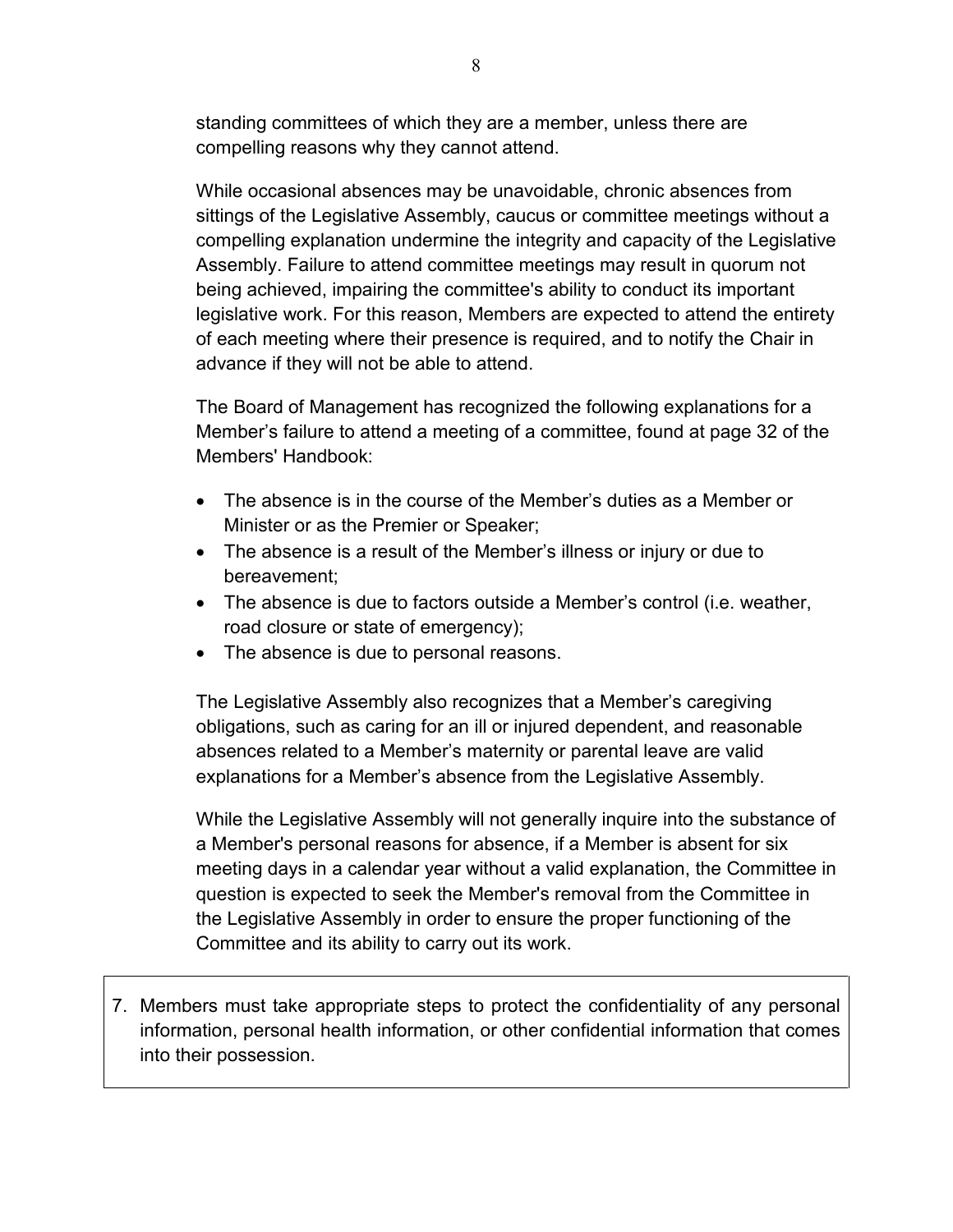standing committees of which they are a member, unless there are compelling reasons why they cannot attend.

While occasional absences may be unavoidable, chronic absences from sittings of the Legislative Assembly, caucus or committee meetings without a compelling explanation undermine the integrity and capacity of the Legislative Assembly. Failure to attend committee meetings may result in quorum not being achieved, impairing the committee's ability to conduct its important legislative work. For this reason, Members are expected to attend the entirety of each meeting where their presence is required, and to notify the Chair in advance if they will not be able to attend.

The Board of Management has recognized the following explanations for a Member's failure to attend a meeting of a committee, found at page 32 of the Members' Handbook:

- The absence is in the course of the Member's duties as a Member or Minister or as the Premier or Speaker;
- The absence is a result of the Member's illness or injury or due to bereavement;
- The absence is due to factors outside a Member's control (i.e. weather, road closure or state of emergency);
- The absence is due to personal reasons.

The Legislative Assembly also recognizes that a Member's caregiving obligations, such as caring for an ill or injured dependent, and reasonable absences related to a Member's maternity or parental leave are valid explanations for a Member's absence from the Legislative Assembly.

While the Legislative Assembly will not generally inquire into the substance of a Member's personal reasons for absence, if a Member is absent for six meeting days in a calendar year without a valid explanation, the Committee in question is expected to seek the Member's removal from the Committee in the Legislative Assembly in order to ensure the proper functioning of the Committee and its ability to carry out its work.

7. Members must take appropriate steps to protect the confidentiality of any personal information, personal health information, or other confidential information that comes into their possession.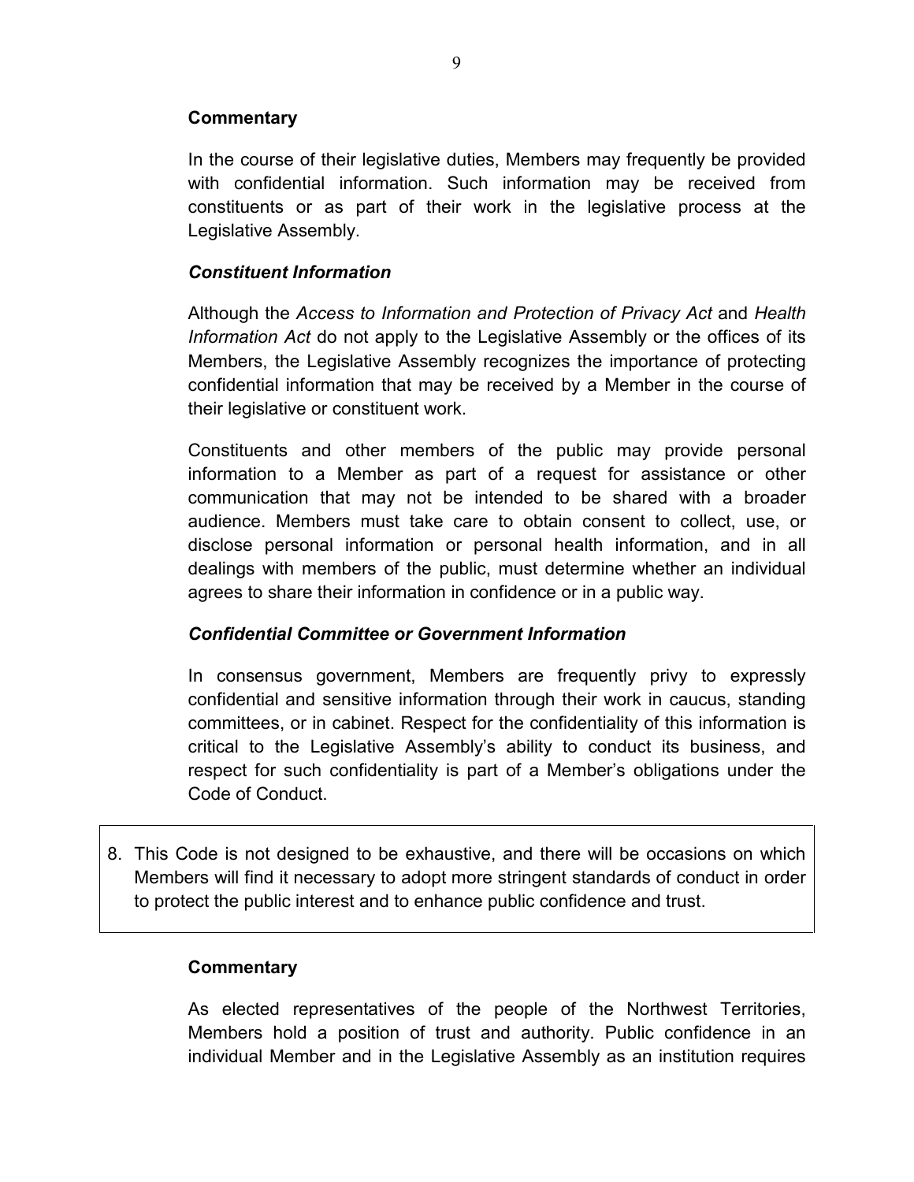**Commentary**

In the course of their legislative duties, Members may frequently be provided with confidential information. Such information may be received from constituents or as part of their work in the legislative process at the Legislative Assembly.

***Constituent Information***

Although the *Access to Information and Protection of Privacy Act* and *Health Information Act* do not apply to the Legislative Assembly or the offices of its Members, the Legislative Assembly recognizes the importance of protecting confidential information that may be received by a Member in the course of their legislative or constituent work.

Constituents and other members of the public may provide personal information to a Member as part of a request for assistance or other communication that may not be intended to be shared with a broader audience. Members must take care to obtain consent to collect, use, or disclose personal information or personal health information, and in all dealings with members of the public, must determine whether an individual agrees to share their information in confidence or in a public way.

***Confidential Committee or Government Information***

In consensus government, Members are frequently privy to expressly confidential and sensitive information through their work in caucus, standing committees, or in cabinet. Respect for the confidentiality of this information is critical to the Legislative Assembly's ability to conduct its business, and respect for such confidentiality is part of a Member's obligations under the Code of Conduct.

8. This Code is not designed to be exhaustive, and there will be occasions on which Members will find it necessary to adopt more stringent standards of conduct in order to protect the public interest and to enhance public confidence and trust.

**Commentary**

As elected representatives of the people of the Northwest Territories, Members hold a position of trust and authority. Public confidence in an individual Member and in the Legislative Assembly as an institution requires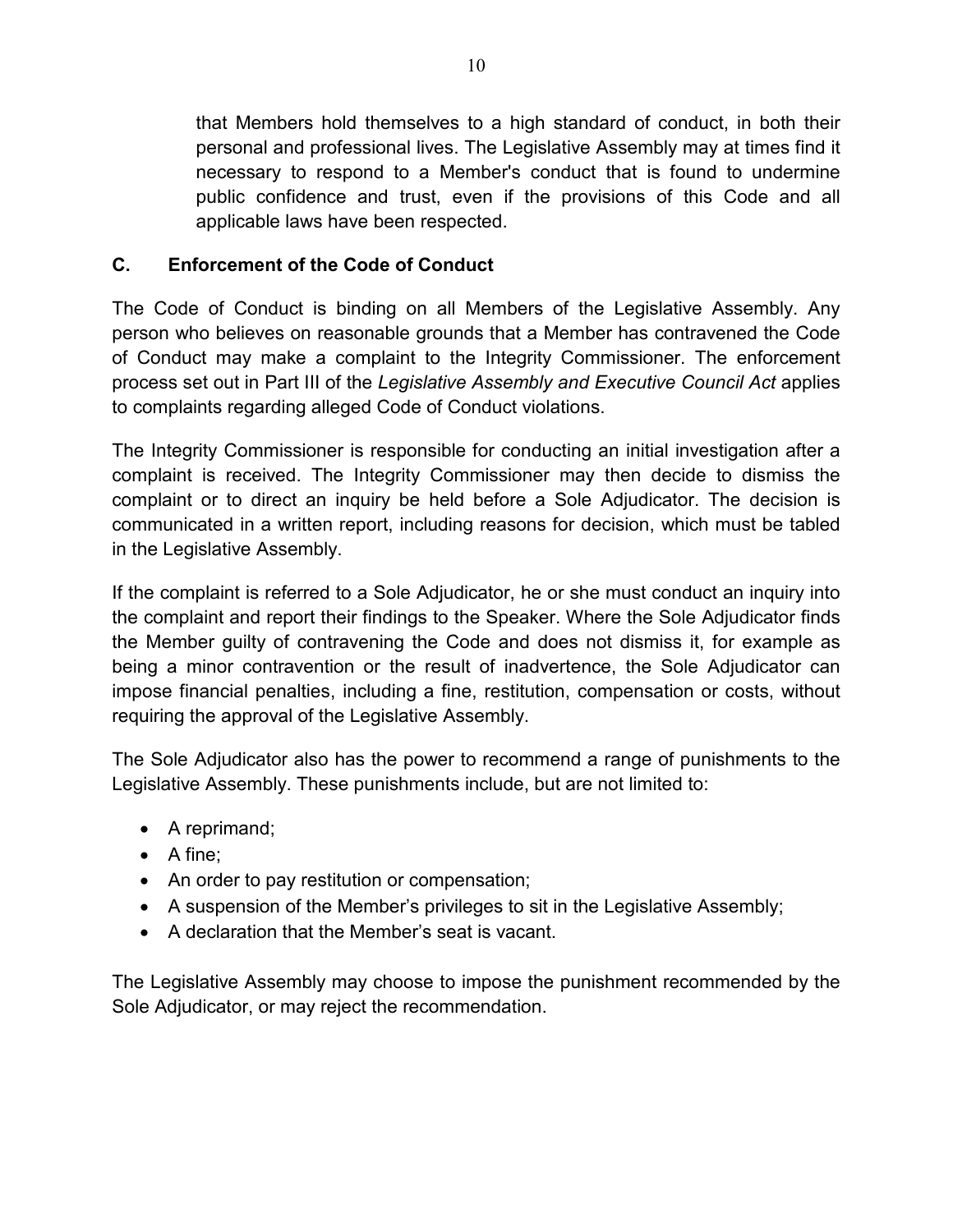that Members hold themselves to a high standard of conduct, in both their personal and professional lives. The Legislative Assembly may at times find it necessary to respond to a Member's conduct that is found to undermine public confidence and trust, even if the provisions of this Code and all applicable laws have been respected.

### C. Enforcement of the Code of Conduct

The Code of Conduct is binding on all Members of the Legislative Assembly. Any person who believes on reasonable grounds that a Member has contravened the Code of Conduct may make a complaint to the Integrity Commissioner. The enforcement process set out in Part III of the *Legislative Assembly and Executive Council Act* applies to complaints regarding alleged Code of Conduct violations.

The Integrity Commissioner is responsible for conducting an initial investigation after a complaint is received. The Integrity Commissioner may then decide to dismiss the complaint or to direct an inquiry be held before a Sole Adjudicator. The decision is communicated in a written report, including reasons for decision, which must be tabled in the Legislative Assembly.

If the complaint is referred to a Sole Adjudicator, he or she must conduct an inquiry into the complaint and report their findings to the Speaker. Where the Sole Adjudicator finds the Member guilty of contravening the Code and does not dismiss it, for example as being a minor contravention or the result of inadvertence, the Sole Adjudicator can impose financial penalties, including a fine, restitution, compensation or costs, without requiring the approval of the Legislative Assembly.

The Sole Adjudicator also has the power to recommend a range of punishments to the Legislative Assembly. These punishments include, but are not limited to:

- A reprimand;
- A fine;
- An order to pay restitution or compensation;
- A suspension of the Member's privileges to sit in the Legislative Assembly;
- A declaration that the Member's seat is vacant.

The Legislative Assembly may choose to impose the punishment recommended by the Sole Adjudicator, or may reject the recommendation.